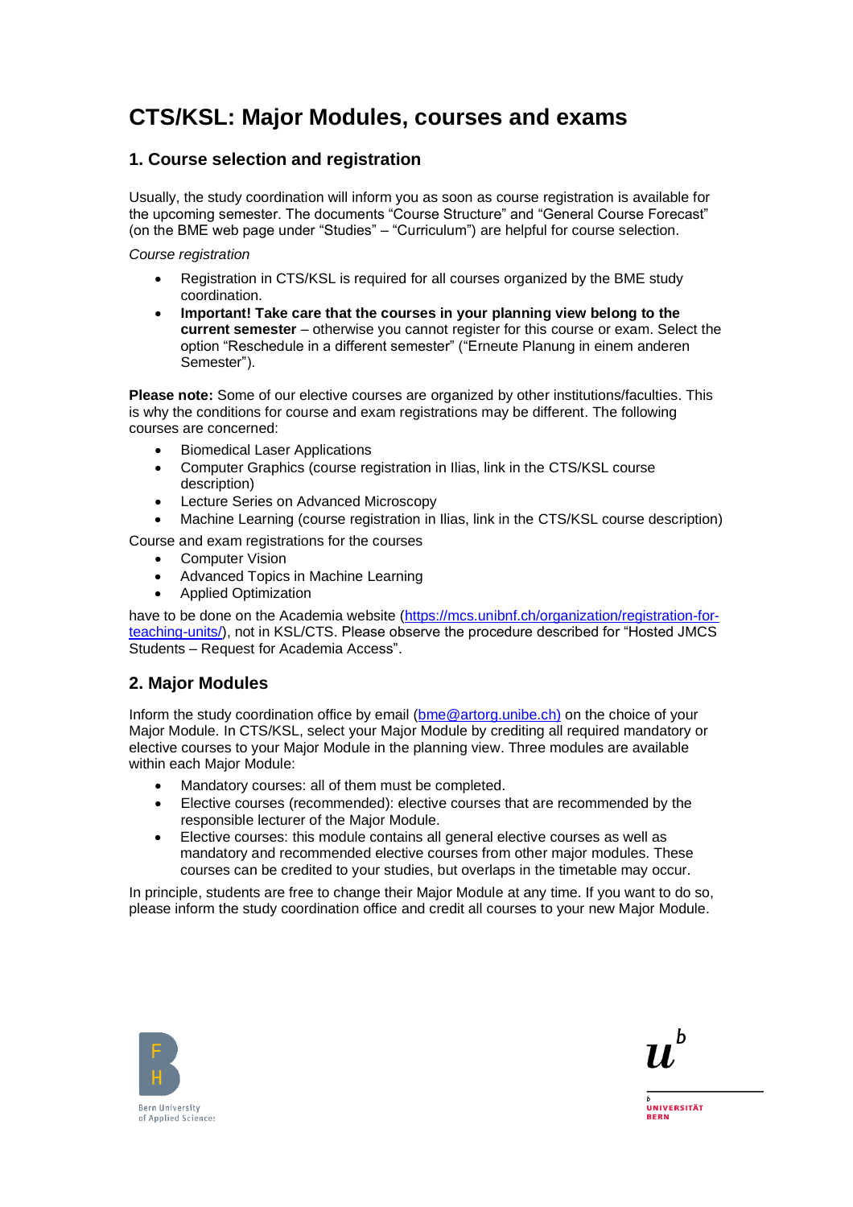# CTS/KSL: Major Modules, courses and exams

## 1. Course selection and registration

Usually, the study coordination will inform you as soon as course registration is available for the upcoming semester. The documents "Course Structure" and "General Course Forecast" (on the BME web page under "Studies" – "Curriculum") are helpful for course selection.

*Course registration*

- Registration in CTS/KSL is required for all courses organized by the BME study coordination.
- **Important! Take care that the courses in your planning view belong to the current semester** – otherwise you cannot register for this course or exam. Select the option "Reschedule in a different semester" ("Erneute Planung in einem anderen Semester").

**Please note:** Some of our elective courses are organized by other institutions/faculties. This is why the conditions for course and exam registrations may be different. The following courses are concerned:

- Biomedical Laser Applications
- Computer Graphics (course registration in Ilias, link in the CTS/KSL course description)
- Lecture Series on Advanced Microscopy
- Machine Learning (course registration in Ilias, link in the CTS/KSL course description)

Course and exam registrations for the courses

- Computer Vision
- Advanced Topics in Machine Learning
- Applied Optimization

have to be done on the Academia website (https://mcs.unibnf.ch/organization/registration-for-teaching-units/), not in KSL/CTS. Please observe the procedure described for "Hosted JMCS Students – Request for Academia Access".

## 2. Major Modules

Inform the study coordination office by email (bme@artorg.unibe.ch) on the choice of your Major Module. In CTS/KSL, select your Major Module by crediting all required mandatory or elective courses to your Major Module in the planning view. Three modules are available within each Major Module:

- Mandatory courses: all of them must be completed.
- Elective courses (recommended): elective courses that are recommended by the responsible lecturer of the Major Module.
- Elective courses: this module contains all general elective courses as well as mandatory and recommended elective courses from other major modules. These courses can be credited to your studies, but overlaps in the timetable may occur.

In principle, students are free to change their Major Module at any time. If you want to do so, please inform the study coordination office and credit all courses to your new Major Module.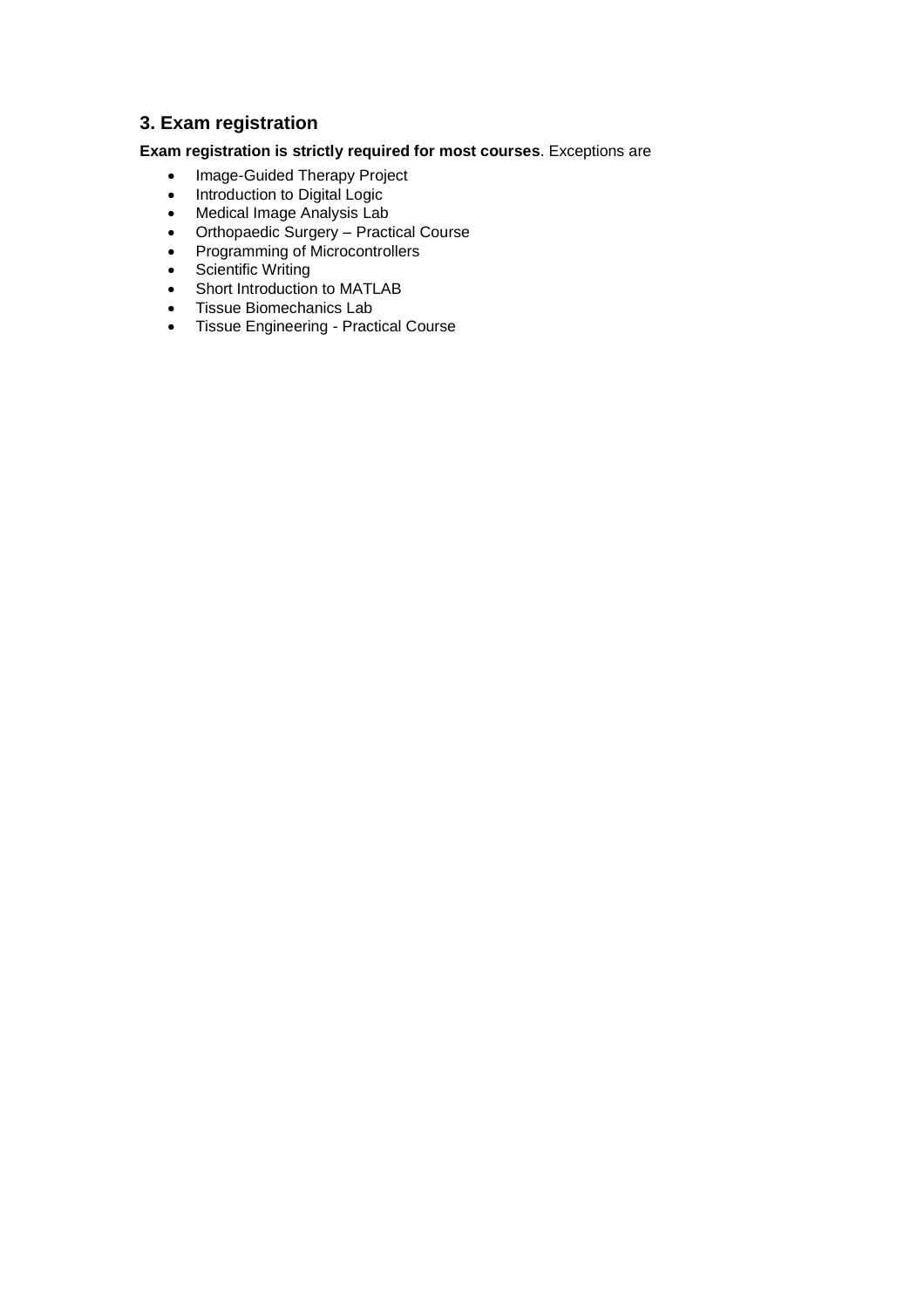## 3. Exam registration

**Exam registration is strictly required for most courses**. Exceptions are

- Image-Guided Therapy Project
- Introduction to Digital Logic
- Medical Image Analysis Lab
- Orthopaedic Surgery – Practical Course
- Programming of Microcontrollers
- Scientific Writing
- Short Introduction to MATLAB
- Tissue Biomechanics Lab
- Tissue Engineering - Practical Course